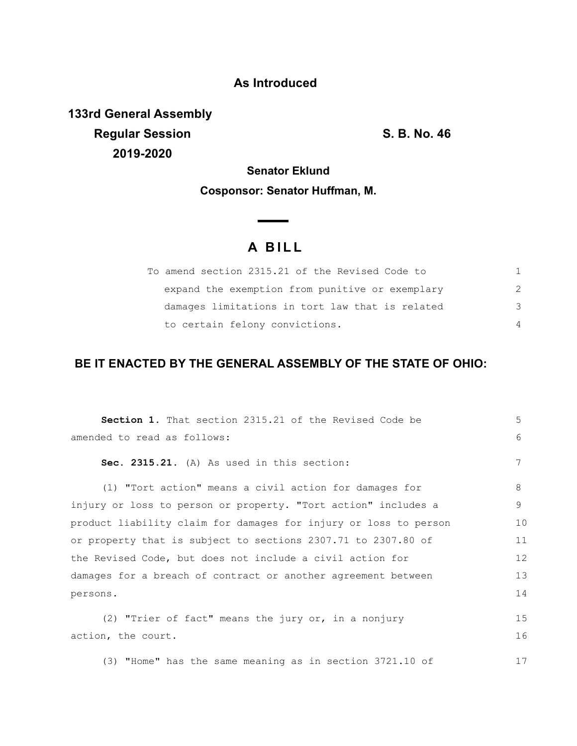**As Introduced**

**133rd General Assembly**
**Regular Session** **S. B. No. 46**
**2019-2020**

**Senator Eklund**

**Cosponsor: Senator Huffman, M.**

# A BILL

To amend section 2315.21 of the Revised Code to expand the exemption from punitive or exemplary damages limitations in tort law that is related to certain felony convictions.

**BE IT ENACTED BY THE GENERAL ASSEMBLY OF THE STATE OF OHIO:**

**Section 1.** That section 2315.21 of the Revised Code be amended to read as follows:

**Sec. 2315.21.** (A) As used in this section:

(1) "Tort action" means a civil action for damages for injury or loss to person or property. "Tort action" includes a product liability claim for damages for injury or loss to person or property that is subject to sections 2307.71 to 2307.80 of the Revised Code, but does not include a civil action for damages for a breach of contract or another agreement between persons.

(2) "Trier of fact" means the jury or, in a nonjury action, the court.

(3) "Home" has the same meaning as in section 3721.10 of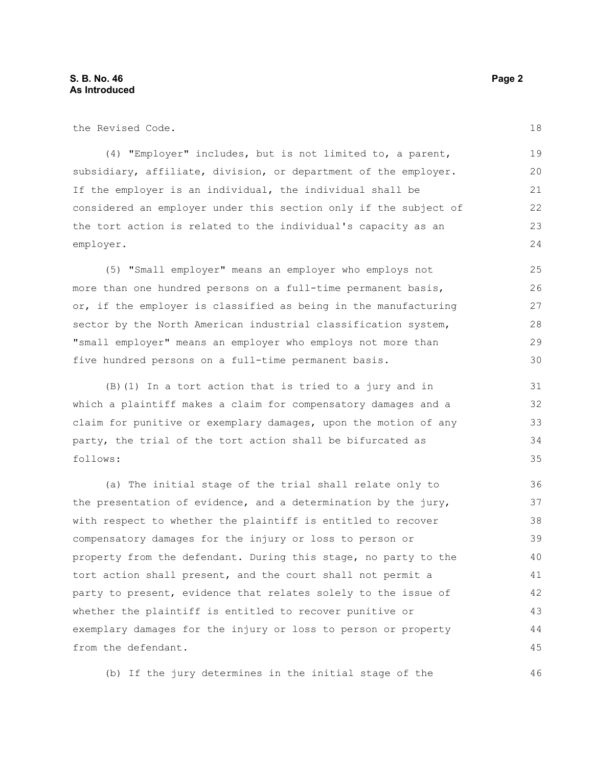the Revised Code.

(4) "Employer" includes, but is not limited to, a parent, subsidiary, affiliate, division, or department of the employer. If the employer is an individual, the individual shall be considered an employer under this section only if the subject of the tort action is related to the individual's capacity as an employer.

(5) "Small employer" means an employer who employs not more than one hundred persons on a full-time permanent basis, or, if the employer is classified as being in the manufacturing sector by the North American industrial classification system, "small employer" means an employer who employs not more than five hundred persons on a full-time permanent basis.

(B)(1) In a tort action that is tried to a jury and in which a plaintiff makes a claim for compensatory damages and a claim for punitive or exemplary damages, upon the motion of any party, the trial of the tort action shall be bifurcated as follows:

(a) The initial stage of the trial shall relate only to the presentation of evidence, and a determination by the jury, with respect to whether the plaintiff is entitled to recover compensatory damages for the injury or loss to person or property from the defendant. During this stage, no party to the tort action shall present, and the court shall not permit a party to present, evidence that relates solely to the issue of whether the plaintiff is entitled to recover punitive or exemplary damages for the injury or loss to person or property from the defendant.

(b) If the jury determines in the initial stage of the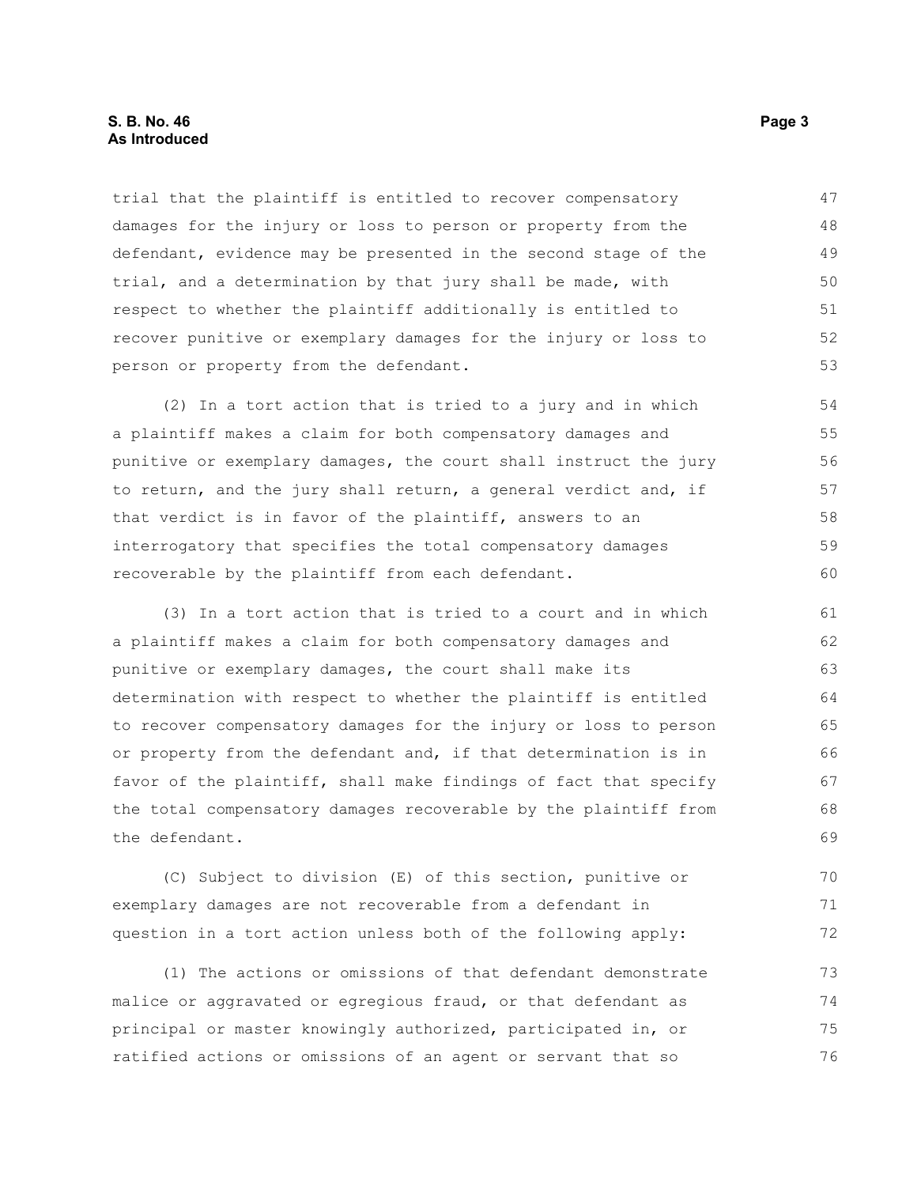trial that the plaintiff is entitled to recover compensatory damages for the injury or loss to person or property from the defendant, evidence may be presented in the second stage of the trial, and a determination by that jury shall be made, with respect to whether the plaintiff additionally is entitled to recover punitive or exemplary damages for the injury or loss to person or property from the defendant.

(2) In a tort action that is tried to a jury and in which a plaintiff makes a claim for both compensatory damages and punitive or exemplary damages, the court shall instruct the jury to return, and the jury shall return, a general verdict and, if that verdict is in favor of the plaintiff, answers to an interrogatory that specifies the total compensatory damages recoverable by the plaintiff from each defendant.

(3) In a tort action that is tried to a court and in which a plaintiff makes a claim for both compensatory damages and punitive or exemplary damages, the court shall make its determination with respect to whether the plaintiff is entitled to recover compensatory damages for the injury or loss to person or property from the defendant and, if that determination is in favor of the plaintiff, shall make findings of fact that specify the total compensatory damages recoverable by the plaintiff from the defendant.

(C) Subject to division (E) of this section, punitive or exemplary damages are not recoverable from a defendant in question in a tort action unless both of the following apply:

(1) The actions or omissions of that defendant demonstrate malice or aggravated or egregious fraud, or that defendant as principal or master knowingly authorized, participated in, or ratified actions or omissions of an agent or servant that so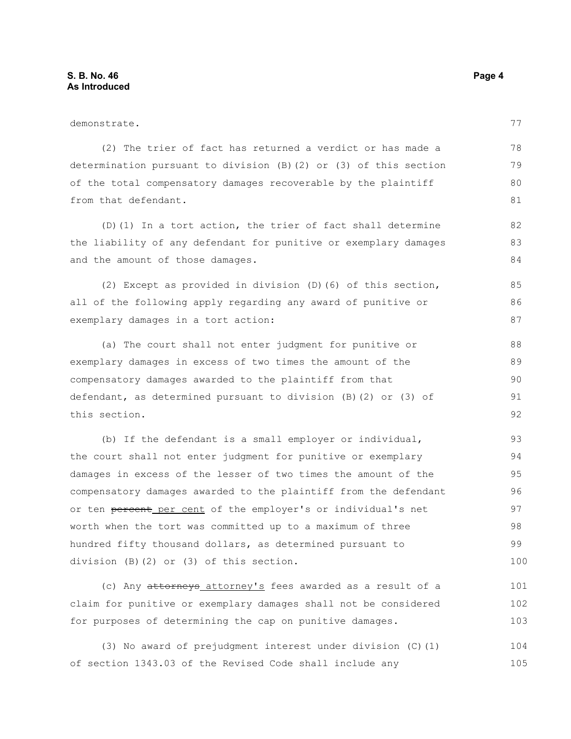demonstrate.

(2) The trier of fact has returned a verdict or has made a determination pursuant to division (B)(2) or (3) of this section of the total compensatory damages recoverable by the plaintiff from that defendant.

(D)(1) In a tort action, the trier of fact shall determine the liability of any defendant for punitive or exemplary damages and the amount of those damages.

(2) Except as provided in division (D)(6) of this section, all of the following apply regarding any award of punitive or exemplary damages in a tort action:

(a) The court shall not enter judgment for punitive or exemplary damages in excess of two times the amount of the compensatory damages awarded to the plaintiff from that defendant, as determined pursuant to division (B)(2) or (3) of this section.

(b) If the defendant is a small employer or individual, the court shall not enter judgment for punitive or exemplary damages in excess of the lesser of two times the amount of the compensatory damages awarded to the plaintiff from the defendant or ten ~~percent~~ <u>per cent</u> of the employer's or individual's net worth when the tort was committed up to a maximum of three hundred fifty thousand dollars, as determined pursuant to division (B)(2) or (3) of this section.

(c) Any ~~attorneys~~ <u>attorney's</u> fees awarded as a result of a claim for punitive or exemplary damages shall not be considered for purposes of determining the cap on punitive damages.

(3) No award of prejudgment interest under division (C)(1) of section 1343.03 of the Revised Code shall include any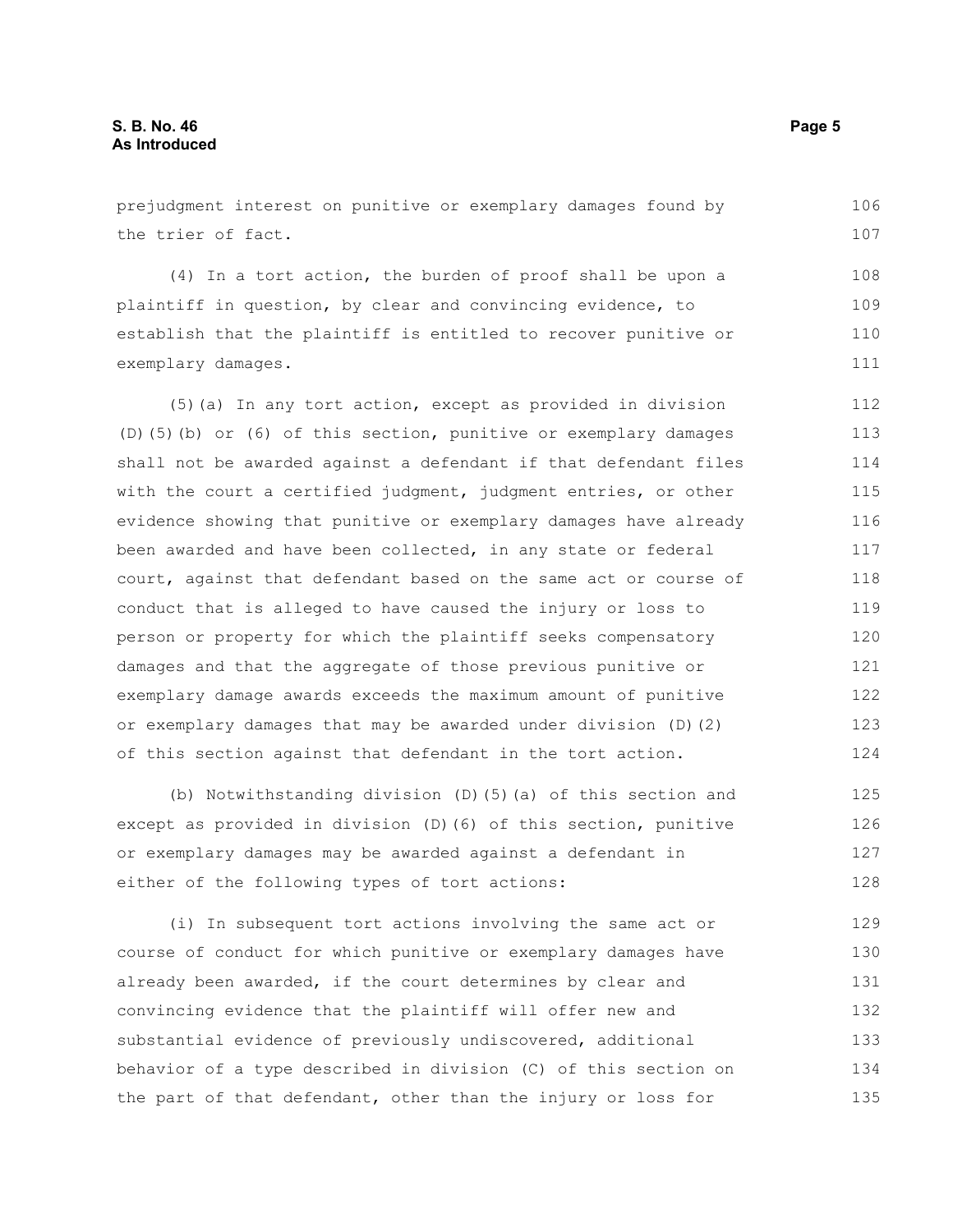prejudgment interest on punitive or exemplary damages found by the trier of fact.

(4) In a tort action, the burden of proof shall be upon a plaintiff in question, by clear and convincing evidence, to establish that the plaintiff is entitled to recover punitive or exemplary damages.

(5)(a) In any tort action, except as provided in division (D)(5)(b) or (6) of this section, punitive or exemplary damages shall not be awarded against a defendant if that defendant files with the court a certified judgment, judgment entries, or other evidence showing that punitive or exemplary damages have already been awarded and have been collected, in any state or federal court, against that defendant based on the same act or course of conduct that is alleged to have caused the injury or loss to person or property for which the plaintiff seeks compensatory damages and that the aggregate of those previous punitive or exemplary damage awards exceeds the maximum amount of punitive or exemplary damages that may be awarded under division (D)(2) of this section against that defendant in the tort action.

(b) Notwithstanding division (D)(5)(a) of this section and except as provided in division (D)(6) of this section, punitive or exemplary damages may be awarded against a defendant in either of the following types of tort actions:

(i) In subsequent tort actions involving the same act or course of conduct for which punitive or exemplary damages have already been awarded, if the court determines by clear and convincing evidence that the plaintiff will offer new and substantial evidence of previously undiscovered, additional behavior of a type described in division (C) of this section on the part of that defendant, other than the injury or loss for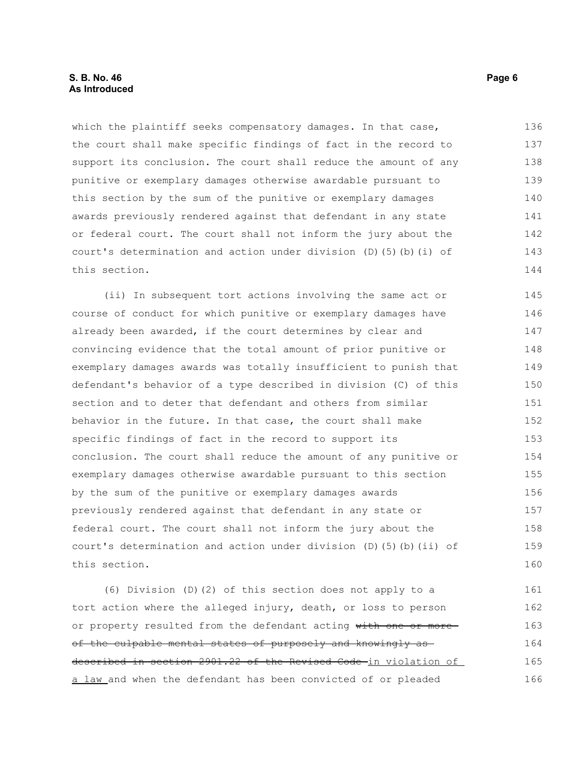which the plaintiff seeks compensatory damages. In that case, the court shall make specific findings of fact in the record to support its conclusion. The court shall reduce the amount of any punitive or exemplary damages otherwise awardable pursuant to this section by the sum of the punitive or exemplary damages awards previously rendered against that defendant in any state or federal court. The court shall not inform the jury about the court's determination and action under division (D)(5)(b)(i) of this section.

(ii) In subsequent tort actions involving the same act or course of conduct for which punitive or exemplary damages have already been awarded, if the court determines by clear and convincing evidence that the total amount of prior punitive or exemplary damages awards was totally insufficient to punish that defendant's behavior of a type described in division (C) of this section and to deter that defendant and others from similar behavior in the future. In that case, the court shall make specific findings of fact in the record to support its conclusion. The court shall reduce the amount of any punitive or exemplary damages otherwise awardable pursuant to this section by the sum of the punitive or exemplary damages awards previously rendered against that defendant in any state or federal court. The court shall not inform the jury about the court's determination and action under division (D)(5)(b)(ii) of this section.

(6) Division (D)(2) of this section does not apply to a tort action where the alleged injury, death, or loss to person or property resulted from the defendant acting ~~with one or more of the culpable mental states of purposely and knowingly as described in section 2901.22 of the Revised Code~~ <u>in violation of a law</u> and when the defendant has been convicted of or pleaded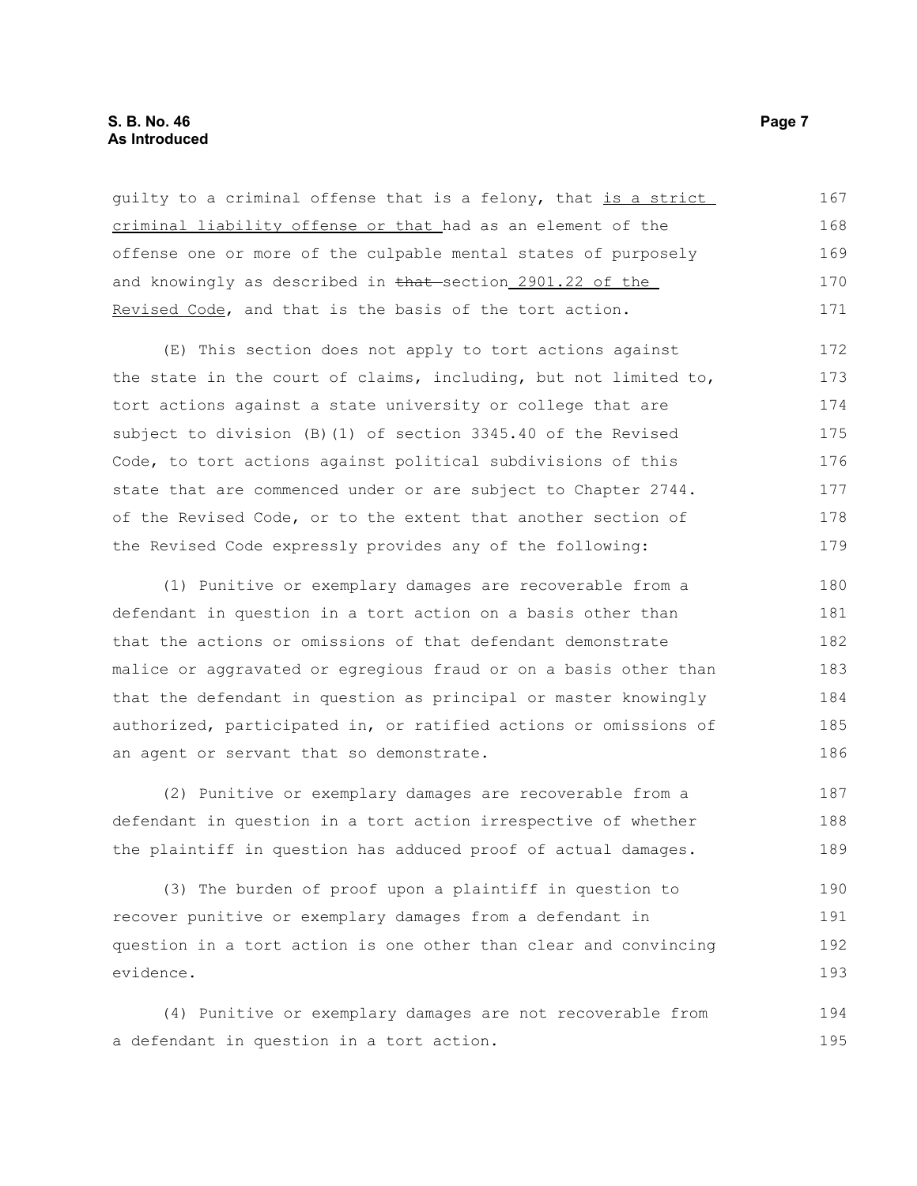guilty to a criminal offense that is a felony, that is a strict criminal liability offense or that had as an element of the offense one or more of the culpable mental states of purposely and knowingly as described in ~~that~~ section 2901.22 of the Revised Code, and that is the basis of the tort action.

(E) This section does not apply to tort actions against the state in the court of claims, including, but not limited to, tort actions against a state university or college that are subject to division (B)(1) of section 3345.40 of the Revised Code, to tort actions against political subdivisions of this state that are commenced under or are subject to Chapter 2744. of the Revised Code, or to the extent that another section of the Revised Code expressly provides any of the following:

(1) Punitive or exemplary damages are recoverable from a defendant in question in a tort action on a basis other than that the actions or omissions of that defendant demonstrate malice or aggravated or egregious fraud or on a basis other than that the defendant in question as principal or master knowingly authorized, participated in, or ratified actions or omissions of an agent or servant that so demonstrate.

(2) Punitive or exemplary damages are recoverable from a defendant in question in a tort action irrespective of whether the plaintiff in question has adduced proof of actual damages.

(3) The burden of proof upon a plaintiff in question to recover punitive or exemplary damages from a defendant in question in a tort action is one other than clear and convincing evidence.

(4) Punitive or exemplary damages are not recoverable from a defendant in question in a tort action.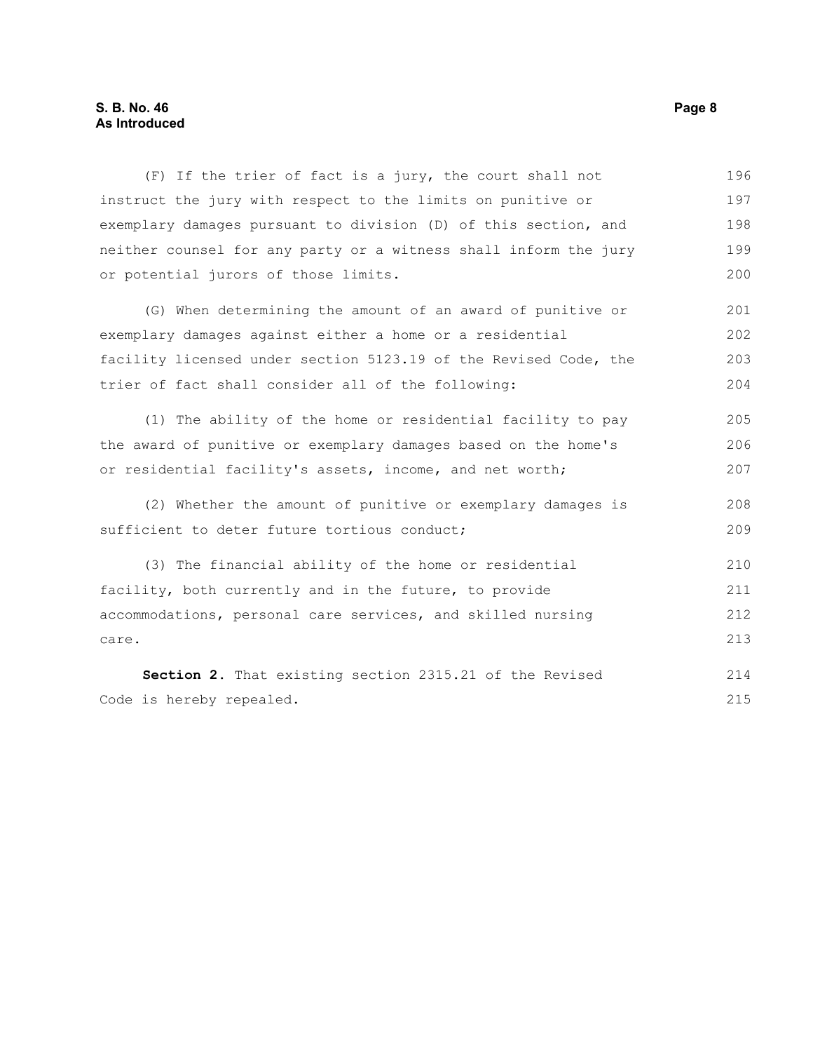(F) If the trier of fact is a jury, the court shall not instruct the jury with respect to the limits on punitive or exemplary damages pursuant to division (D) of this section, and neither counsel for any party or a witness shall inform the jury or potential jurors of those limits.

(G) When determining the amount of an award of punitive or exemplary damages against either a home or a residential facility licensed under section 5123.19 of the Revised Code, the trier of fact shall consider all of the following:

(1) The ability of the home or residential facility to pay the award of punitive or exemplary damages based on the home's or residential facility's assets, income, and net worth;

(2) Whether the amount of punitive or exemplary damages is sufficient to deter future tortious conduct;

(3) The financial ability of the home or residential facility, both currently and in the future, to provide accommodations, personal care services, and skilled nursing care.

**Section 2.** That existing section 2315.21 of the Revised Code is hereby repealed.